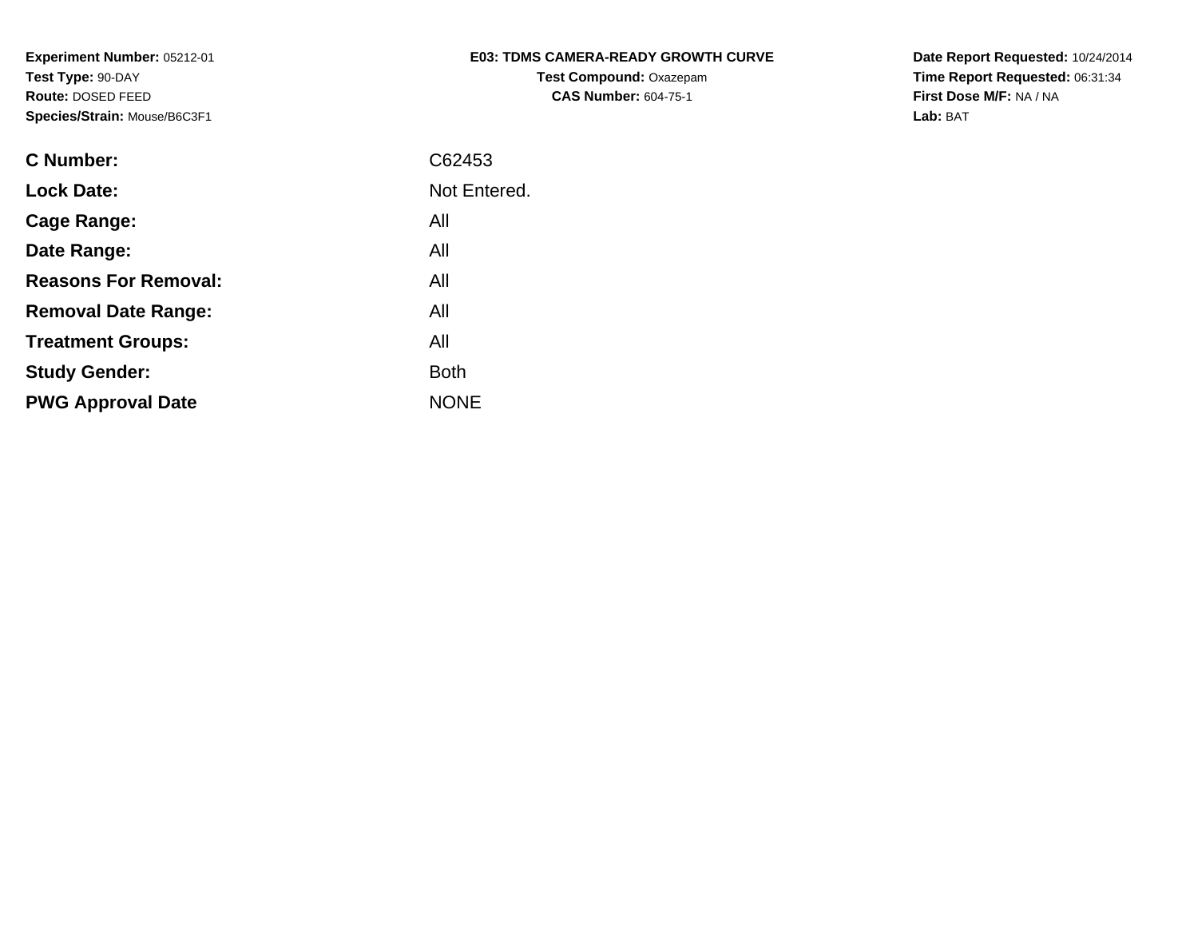**Experiment Number:** 05212-01
**Test Type:** 90-DAY
**Route:** DOSED FEED
**Species/Strain:** Mouse/B6C3F1

**E03: TDMS CAMERA-READY GROWTH CURVE**
**Test Compound:** Oxazepam
**CAS Number:** 604-75-1

**Date Report Requested:** 10/24/2014
**Time Report Requested:** 06:31:34
**First Dose M/F:** NA / NA
**Lab:** BAT

| | |
|---|---|
| **C Number:** | C62453 |
| **Lock Date:** | Not Entered. |
| **Cage Range:** | All |
| **Date Range:** | All |
| **Reasons For Removal:** | All |
| **Removal Date Range:** | All |
| **Treatment Groups:** | All |
| **Study Gender:** | Both |
| **PWG Approval Date** | NONE |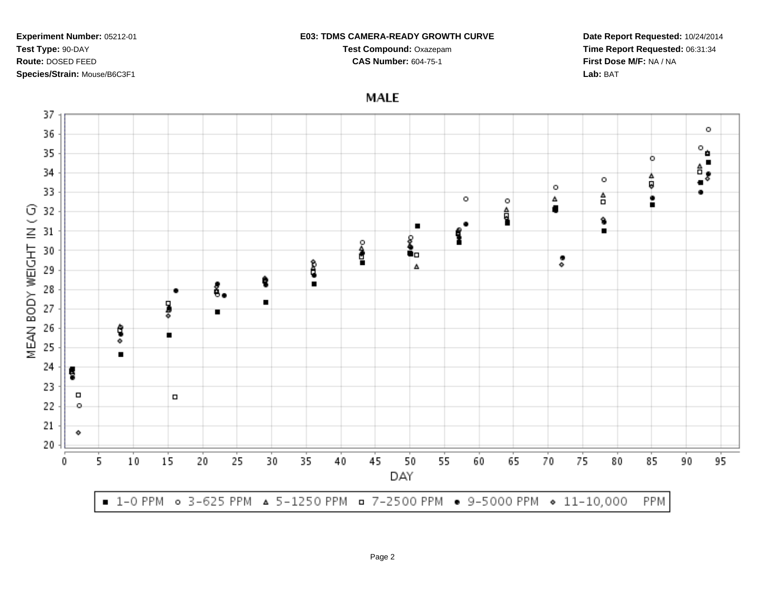**Experiment Number:** 05212-01
**Test Type:** 90-DAY
**Route:** DOSED FEED
**Species/Strain:** Mouse/B6C3F1

**E03: TDMS CAMERA-READY GROWTH CURVE**
**Test Compound:** Oxazepam
**CAS Number:** 604-75-1

**Date Report Requested:** 10/24/2014
**Time Report Requested:** 06:31:34
**First Dose M/F:** NA / NA
**Lab:** BAT

## MALE

MEAN BODY WEIGHT IN ( G)

DAY

■ 1-0 PPM ○ 3-625 PPM △ 5-1250 PPM □ 7-2500 PPM ● 9-5000 PPM ◇ 11-10,000 PPM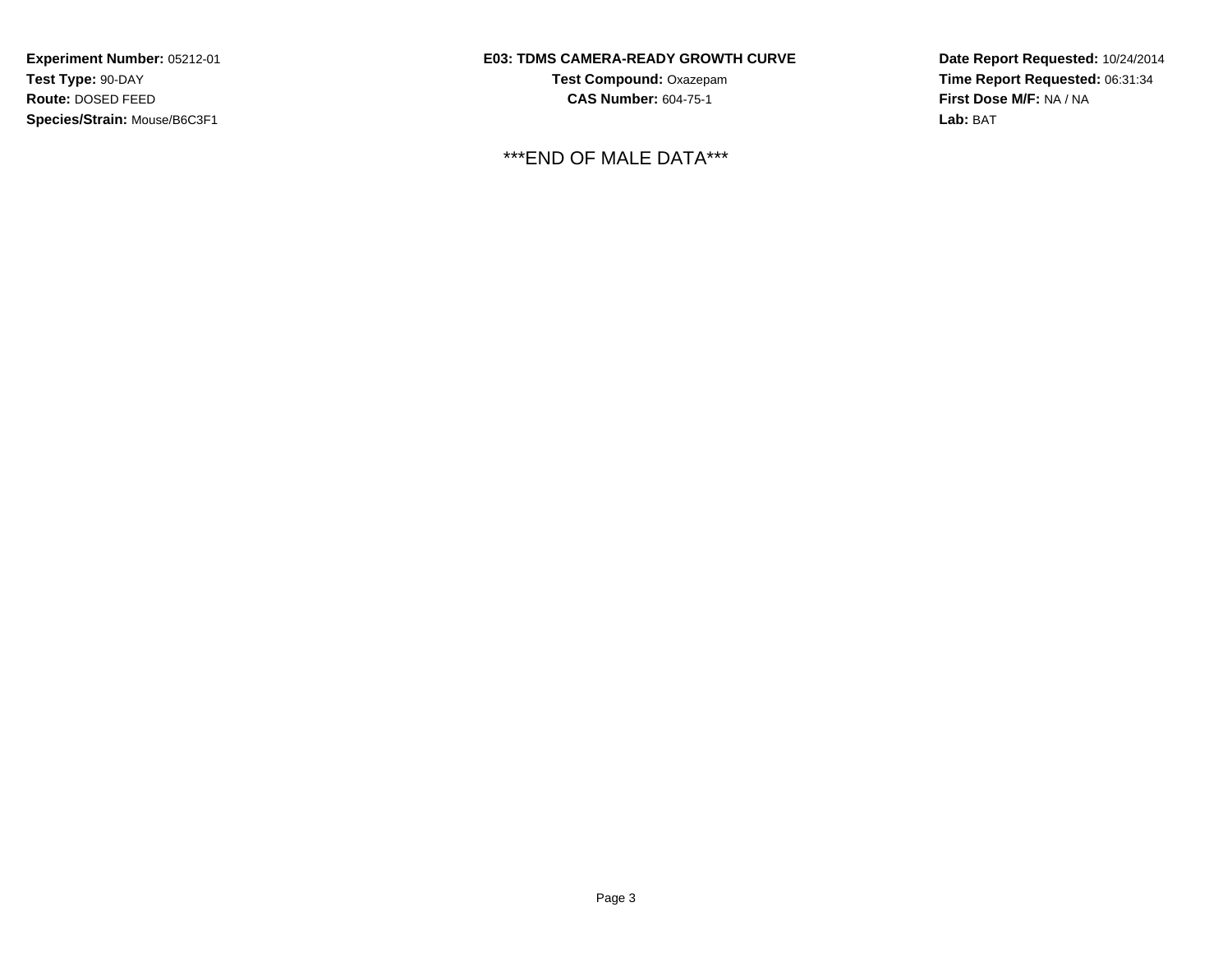**Experiment Number:** 05212-01
**Test Type:** 90-DAY
**Route:** DOSED FEED
**Species/Strain:** Mouse/B6C3F1

**E03: TDMS CAMERA-READY GROWTH CURVE**
**Test Compound:** Oxazepam
**CAS Number:** 604-75-1

**Date Report Requested:** 10/24/2014
**Time Report Requested:** 06:31:34
**First Dose M/F:** NA / NA
**Lab:** BAT

***END OF MALE DATA***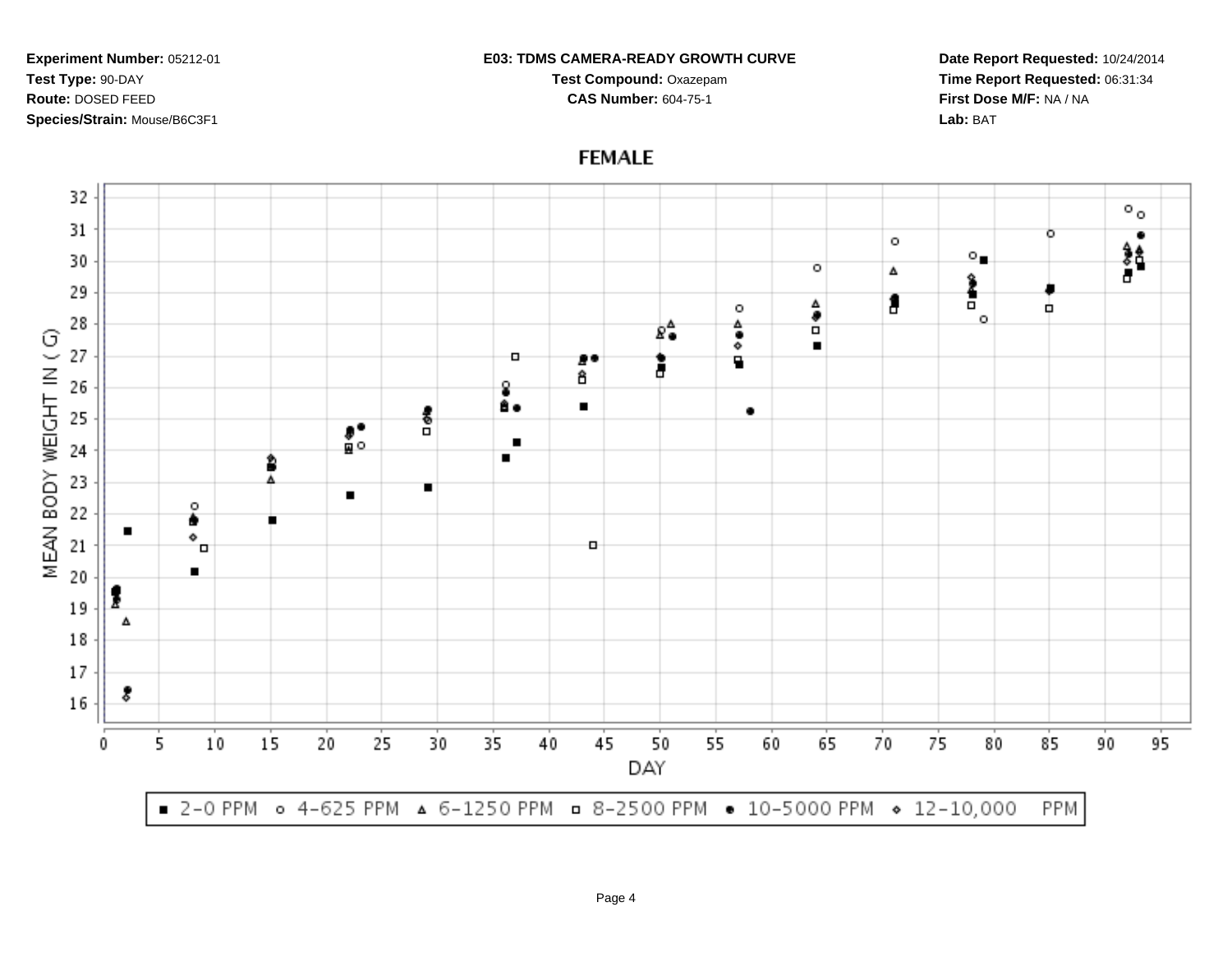**Experiment Number:** 05212-01
**Test Type:** 90-DAY
**Route:** DOSED FEED
**Species/Strain:** Mouse/B6C3F1

**E03: TDMS CAMERA-READY GROWTH CURVE**
**Test Compound:** Oxazepam
**CAS Number:** 604-75-1

**Date Report Requested:** 10/24/2014
**Time Report Requested:** 06:31:34
**First Dose M/F:** NA / NA
**Lab:** BAT

FEMALE

MEAN BODY WEIGHT IN ( G)

DAY

■ 2-0 PPM ○ 4-625 PPM △ 6-1250 PPM □ 8-2500 PPM ● 10-5000 PPM ◇ 12-10,000 PPM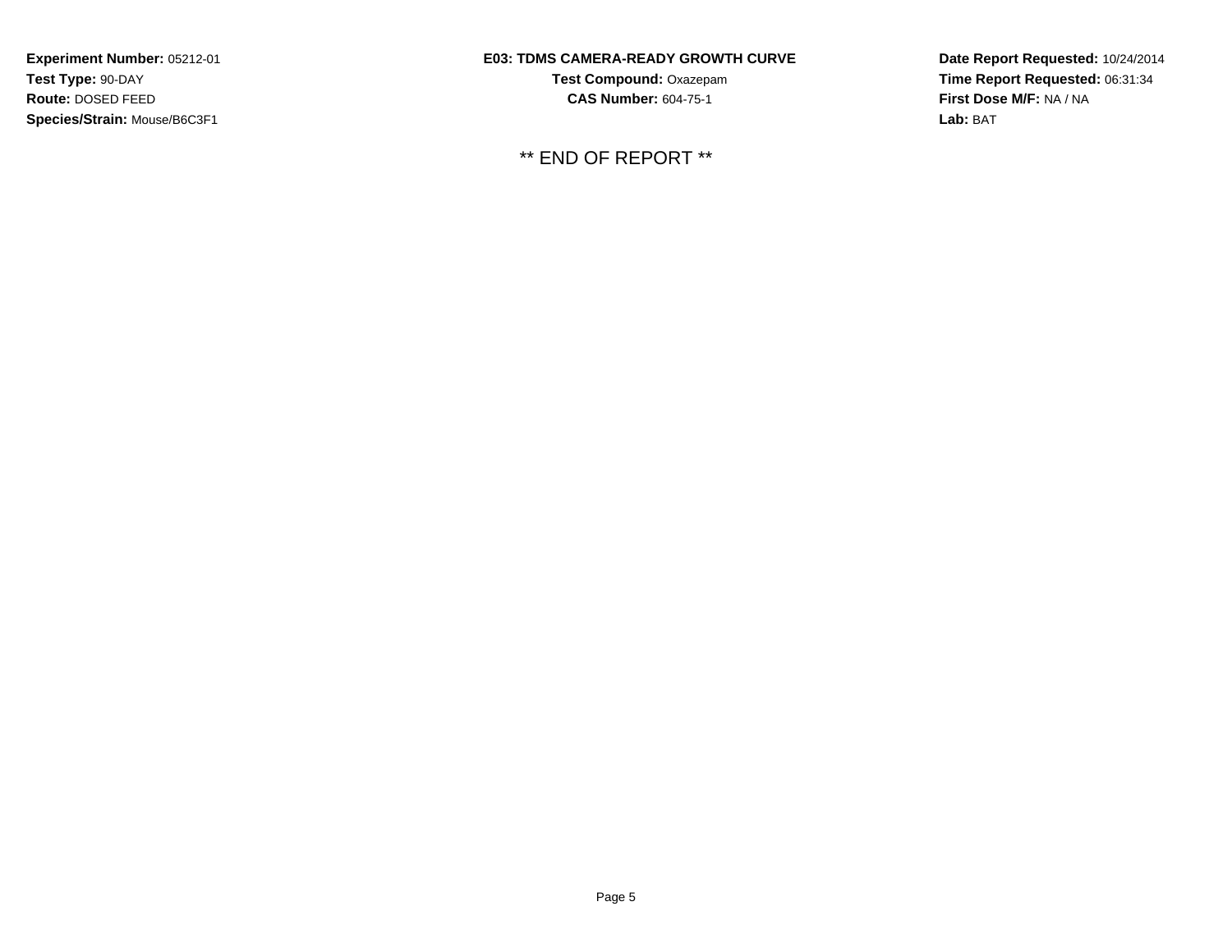**Experiment Number:** 05212-01
**Test Type:** 90-DAY
**Route:** DOSED FEED
**Species/Strain:** Mouse/B6C3F1

**E03: TDMS CAMERA-READY GROWTH CURVE**
**Test Compound:** Oxazepam
**CAS Number:** 604-75-1

**Date Report Requested:** 10/24/2014
**Time Report Requested:** 06:31:34
**First Dose M/F:** NA / NA
**Lab:** BAT

** END OF REPORT **